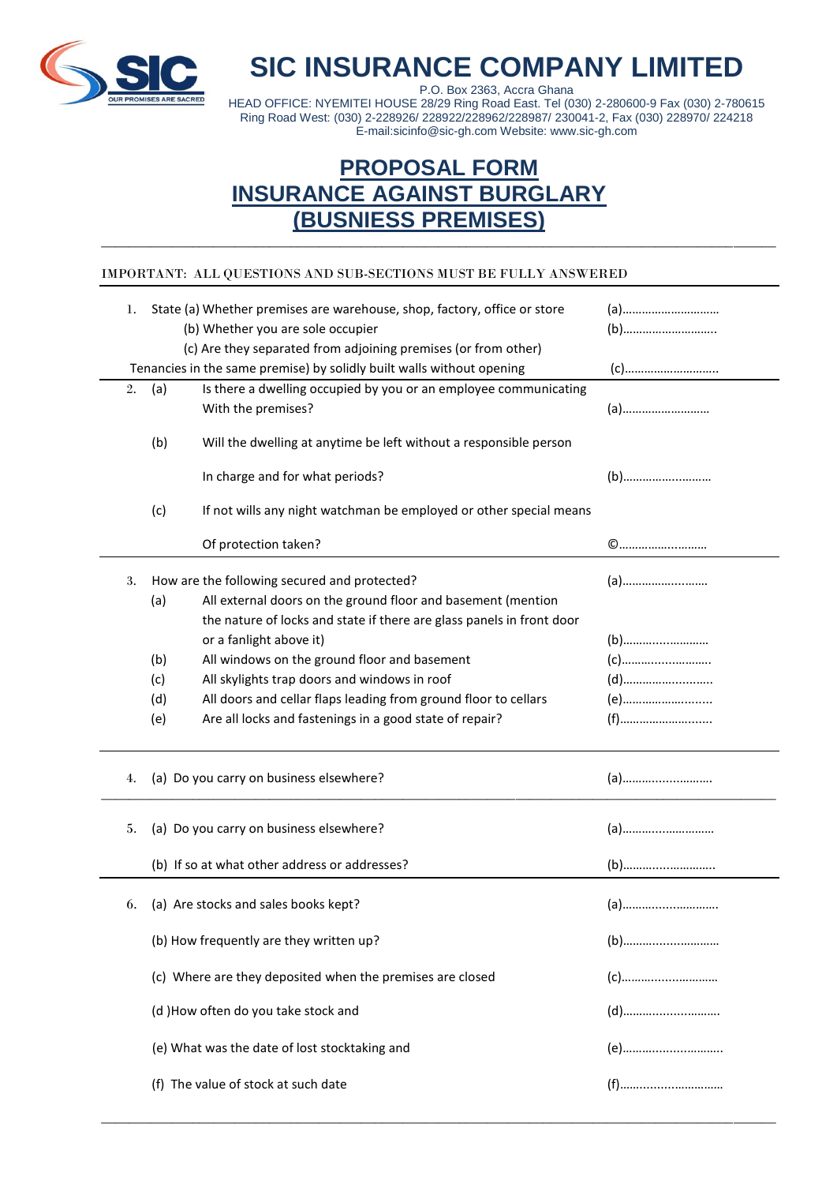# SIC INSURANCE COMPANY LIMITED

P.O. Box 2363, Accra Ghana
HEAD OFFICE: NYEMITEI HOUSE 28/29 Ring Road East. Tel (030) 2-280600-9 Fax (030) 2-780615
Ring Road West: (030) 2-228926/ 228922/228962/228987/ 230041-2, Fax (030) 228970/ 224218
E-mail:sicinfo@sic-gh.com Website: www.sic-gh.com

## PROPOSAL FORM
## INSURANCE AGAINST BURGLARY
## (BUSNIESS PREMISES)

IMPORTANT: ALL QUESTIONS AND SUB-SECTIONS MUST BE FULLY ANSWERED

1. State (a) Whether premises are warehouse, shop, factory, office or store (a)…………………………
   (b) Whether you are sole occupier (b)…………………………
   (c) Are they separated from adjoining premises (or from other)
   Tenancies in the same premise) by solidly built walls without opening (c)…………………………

2. (a) Is there a dwelling occupied by you or an employee communicating With the premises? (a)………………………
   (b) Will the dwelling at anytime be left without a responsible person In charge and for what periods? (b)………………………
   (c) If not wills any night watchman be employed or other special means Of protection taken? ©………………………

3. How are the following secured and protected? (a)………………………
   (a) All external doors on the ground floor and basement (mention the nature of locks and state if there are glass panels in front door or a fanlight above it) (b)………………………
   (b) All windows on the ground floor and basement (c)………………………
   (c) All skylights trap doors and windows in roof (d)………………………
   (d) All doors and cellar flaps leading from ground floor to cellars (e)………………………
   (e) Are all locks and fastenings in a good state of repair? (f)………………………

4. (a) Do you carry on business elsewhere? (a)………………………

5. (a) Do you carry on business elsewhere? (a)………………………
   (b) If so at what other address or addresses? (b)………………………

6. (a) Are stocks and sales books kept? (a)………………………
   (b) How frequently are they written up? (b)………………………
   (c) Where are they deposited when the premises are closed (c)………………………
   (d )How often do you take stock and (d)………………………
   (e) What was the date of lost stocktaking and (e)………………………
   (f) The value of stock at such date (f)………………………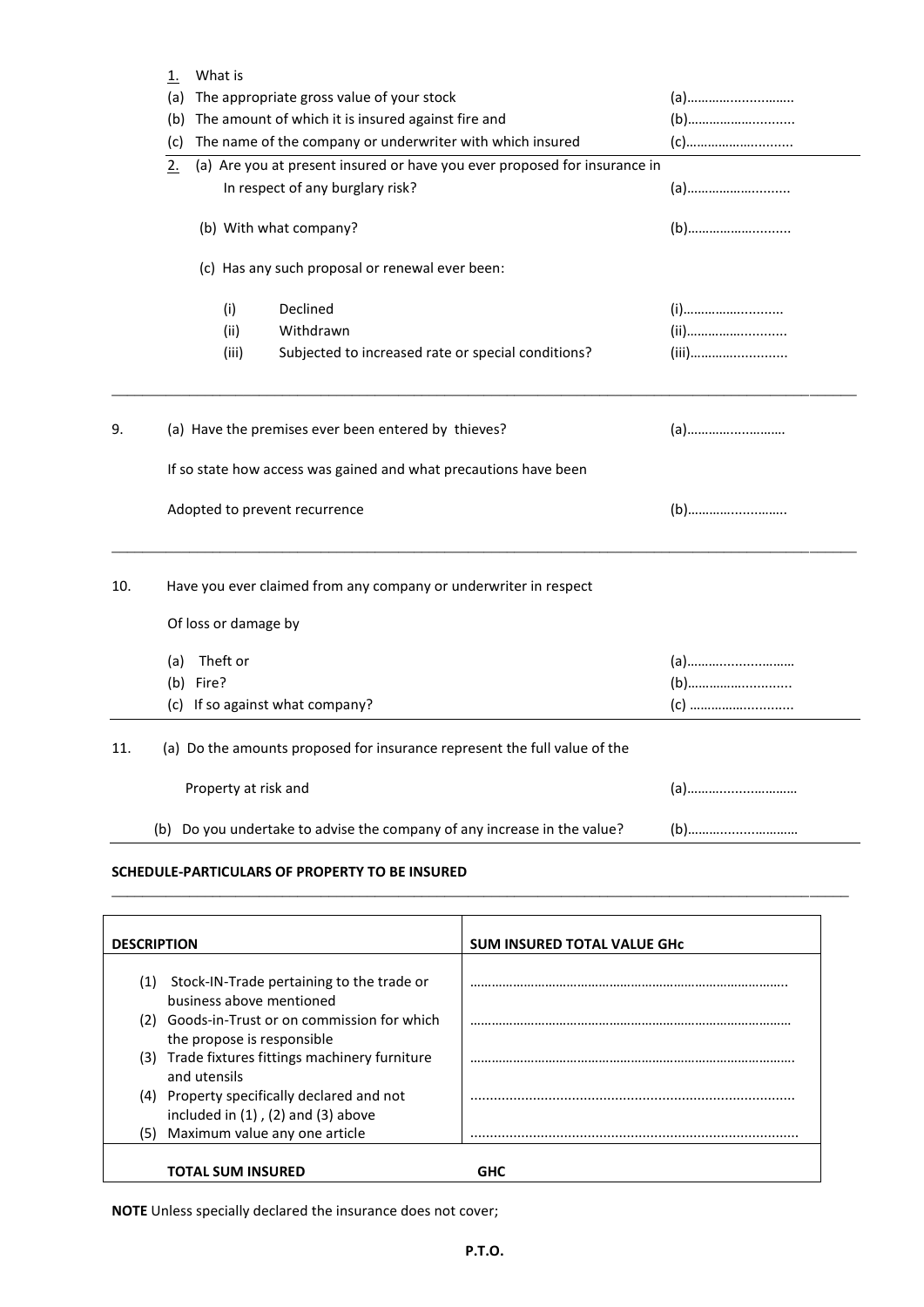1. What is
   - (a) The appropriate gross value of your stock (a)………………………
   - (b) The amount of which it is insured against fire and (b)………………………
   - (c) The name of the company or underwriter with which insured (c)………………………

2. (a) Are you at present insured or have you ever proposed for insurance in In respect of any burglary risk? (a)………………………

   (b) With what company? (b)………………………

   (c) Has any such proposal or renewal ever been:

   - (i) Declined (i)………………………
   - (ii) Withdrawn (ii)………………………
   - (iii) Subjected to increased rate or special conditions? (iii)………………………

---

9. (a) Have the premises ever been entered by thieves? (a)………………………

   If so state how access was gained and what precautions have been

   Adopted to prevent recurrence (b)………………………

---

10. Have you ever claimed from any company or underwriter in respect

    Of loss or damage by

    - (a) Theft or (a)………………………
    - (b) Fire? (b)………………………
    - (c) If so against what company? (c) ………………………

---

11. (a) Do the amounts proposed for insurance represent the full value of the

    Property at risk and (a)………………………

    (b) Do you undertake to advise the company of any increase in the value? (b)………………………

---

**SCHEDULE-PARTICULARS OF PROPERTY TO BE INSURED**

| DESCRIPTION | SUM INSURED TOTAL VALUE GHc |
|---|---|
| (1) Stock-IN-Trade pertaining to the trade or business above mentioned | ……………………………………………………………… |
| (2) Goods-in-Trust or on commission for which the propose is responsible | ……………………………………………………………… |
| (3) Trade fixtures fittings machinery furniture and utensils | ……………………………………………………………… |
| (4) Property specifically declared and not included in (1) , (2) and (3) above | ……………………………………………………………… |
| (5) Maximum value any one article | ……………………………………………………………… |
| **TOTAL SUM INSURED** | **GHC** |

**NOTE** Unless specially declared the insurance does not cover;

**P.T.O.**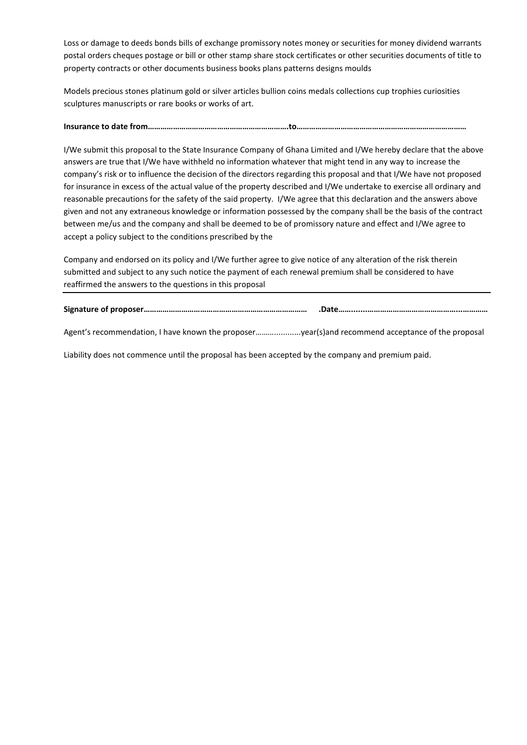Loss or damage to deeds bonds bills of exchange promissory notes money or securities for money dividend warrants postal orders cheques postage or bill or other stamp share stock certificates or other securities documents of title to property contracts or other documents business books plans patterns designs moulds

Models precious stones platinum gold or silver articles bullion coins medals collections cup trophies curiosities sculptures manuscripts or rare books or works of art.

**Insurance to date from………………………………………………………….to…………………………………………………………………….**

I/We submit this proposal to the State Insurance Company of Ghana Limited and I/We hereby declare that the above answers are true that I/We have withheld no information whatever that might tend in any way to increase the company's risk or to influence the decision of the directors regarding this proposal and that I/We have not proposed for insurance in excess of the actual value of the property described and I/We undertake to exercise all ordinary and reasonable precautions for the safety of the said property. I/We agree that this declaration and the answers above given and not any extraneous knowledge or information possessed by the company shall be the basis of the contract between me/us and the company and shall be deemed to be of promissory nature and effect and I/We agree to accept a policy subject to the conditions prescribed by the

Company and endorsed on its policy and I/We further agree to give notice of any alteration of the risk therein submitted and subject to any such notice the payment of each renewal premium shall be considered to have reaffirmed the answers to the questions in this proposal

---

**Signature of proposer………………………………………………………………… .Date……..………………………………………..…………**

Agent's recommendation, I have known the proposer………..........year(s)and recommend acceptance of the proposal

Liability does not commence until the proposal has been accepted by the company and premium paid.